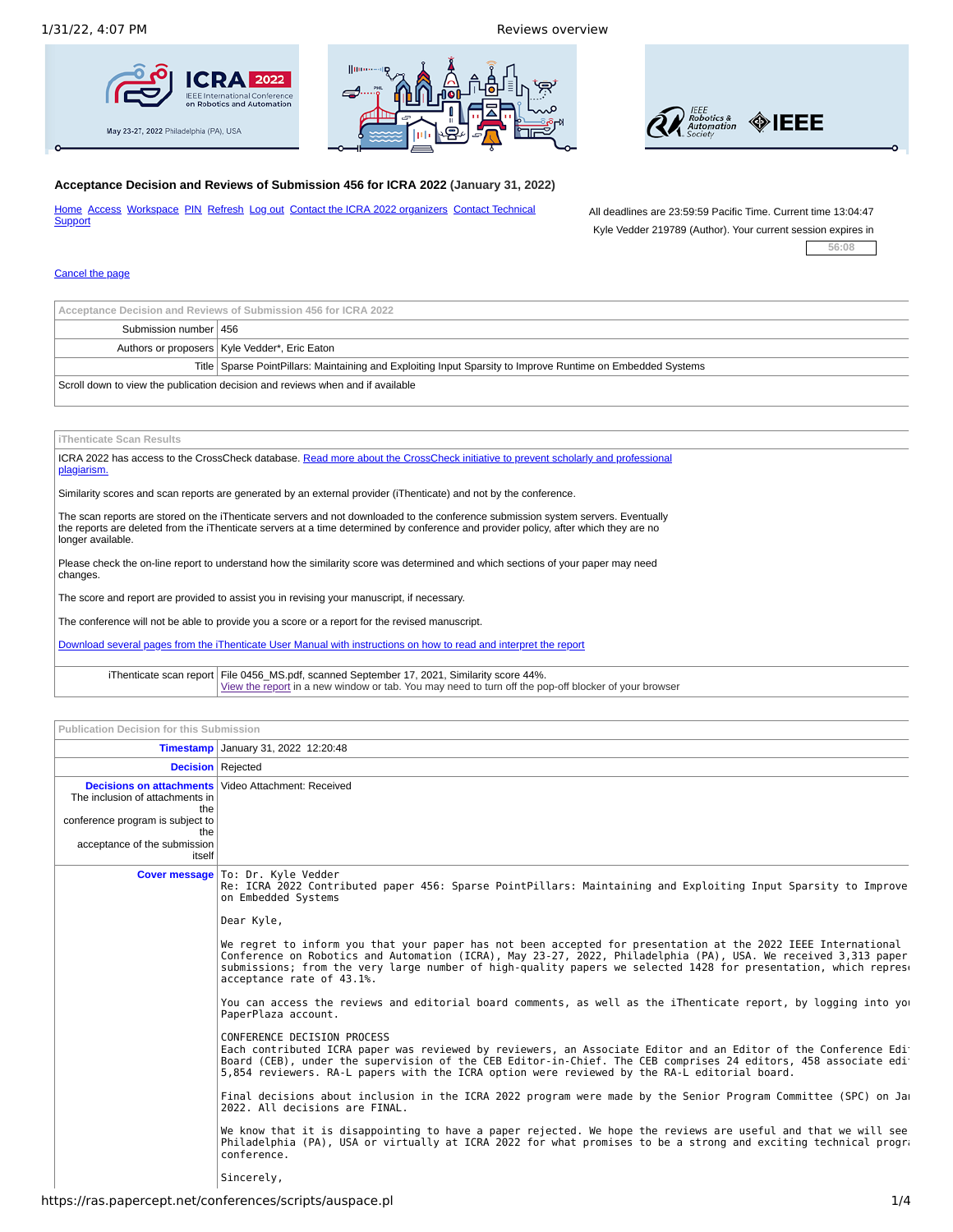## Acceptance Decision and Reviews of Submission 456 for ICRA 2022 (January 31, 2022)

Home Access Workspace PIN Refresh Log out Contact the ICRA 2022 organizers Contact Technical Support

All deadlines are 23:59:59 Pacific Time. Current time 13:04:47

Kyle Vedder 219789 (Author). Your current session expires in 56:08

Cancel the page

| Acceptance Decision and Reviews of Submission 456 for ICRA 2022 | |
|---|---|
| Submission number | 456 |
| Authors or proposers | Kyle Vedder*, Eric Eaton |
| Title | Sparse PointPillars: Maintaining and Exploiting Input Sparsity to Improve Runtime on Embedded Systems |

Scroll down to view the publication decision and reviews when and if available

### iThenticate Scan Results

ICRA 2022 has access to the CrossCheck database. Read more about the CrossCheck initiative to prevent scholarly and professional plagiarism.

Similarity scores and scan reports are generated by an external provider (iThenticate) and not by the conference.

The scan reports are stored on the iThenticate servers and not downloaded to the conference submission system servers. Eventually the reports are deleted from the iThenticate servers at a time determined by conference and provider policy, after which they are no longer available.

Please check the on-line report to understand how the similarity score was determined and which sections of your paper may need changes.

The score and report are provided to assist you in revising your manuscript, if necessary.

The conference will not be able to provide you a score or a report for the revised manuscript.

Download several pages from the iThenticate User Manual with instructions on how to read and interpret the report

| | |
|---|---|
| iThenticate scan report | File 0456_MS.pdf, scanned September 17, 2021, Similarity score 44%. View the report in a new window or tab. You may need to turn off the pop-off blocker of your browser |

### Publication Decision for this Submission

| | |
|---|---|
| **Timestamp** | January 31, 2022 12:20:48 |
| **Decision** | Rejected |
| **Decisions on attachments** The inclusion of attachments in the conference program is subject to the acceptance of the submission itself | Video Attachment: Received |

**Cover message**

```
To: Dr. Kyle Vedder
Re: ICRA 2022 Contributed paper 456: Sparse PointPillars: Maintaining and Exploiting Input Sparsity to Improve
on Embedded Systems

Dear Kyle,

We regret to inform you that your paper has not been accepted for presentation at the 2022 IEEE International
Conference on Robotics and Automation (ICRA), May 23-27, 2022, Philadelphia (PA), USA. We received 3,313 paper
submissions; from the very large number of high-quality papers we selected 1428 for presentation, which repres
acceptance rate of 43.1%.

You can access the reviews and editorial board comments, as well as the iThenticate report, by logging into yo
PaperPlaza account.

CONFERENCE DECISION PROCESS
Each contributed ICRA paper was reviewed by reviewers, an Associate Editor and an Editor of the Conference Edi
Board (CEB), under the supervision of the CEB Editor-in-Chief. The CEB comprises 24 editors, 458 associate edi
5,854 reviewers. RA-L papers with the ICRA option were reviewed by the RA-L editorial board.

Final decisions about inclusion in the ICRA 2022 program were made by the Senior Program Committee (SPC) on Ja
2022. All decisions are FINAL.

We know that it is disappointing to have a paper rejected. We hope the reviews are useful and that we will see
Philadelphia (PA), USA or virtually at ICRA 2022 for what promises to be a strong and exciting technical progr
conference.

Sincerely,
```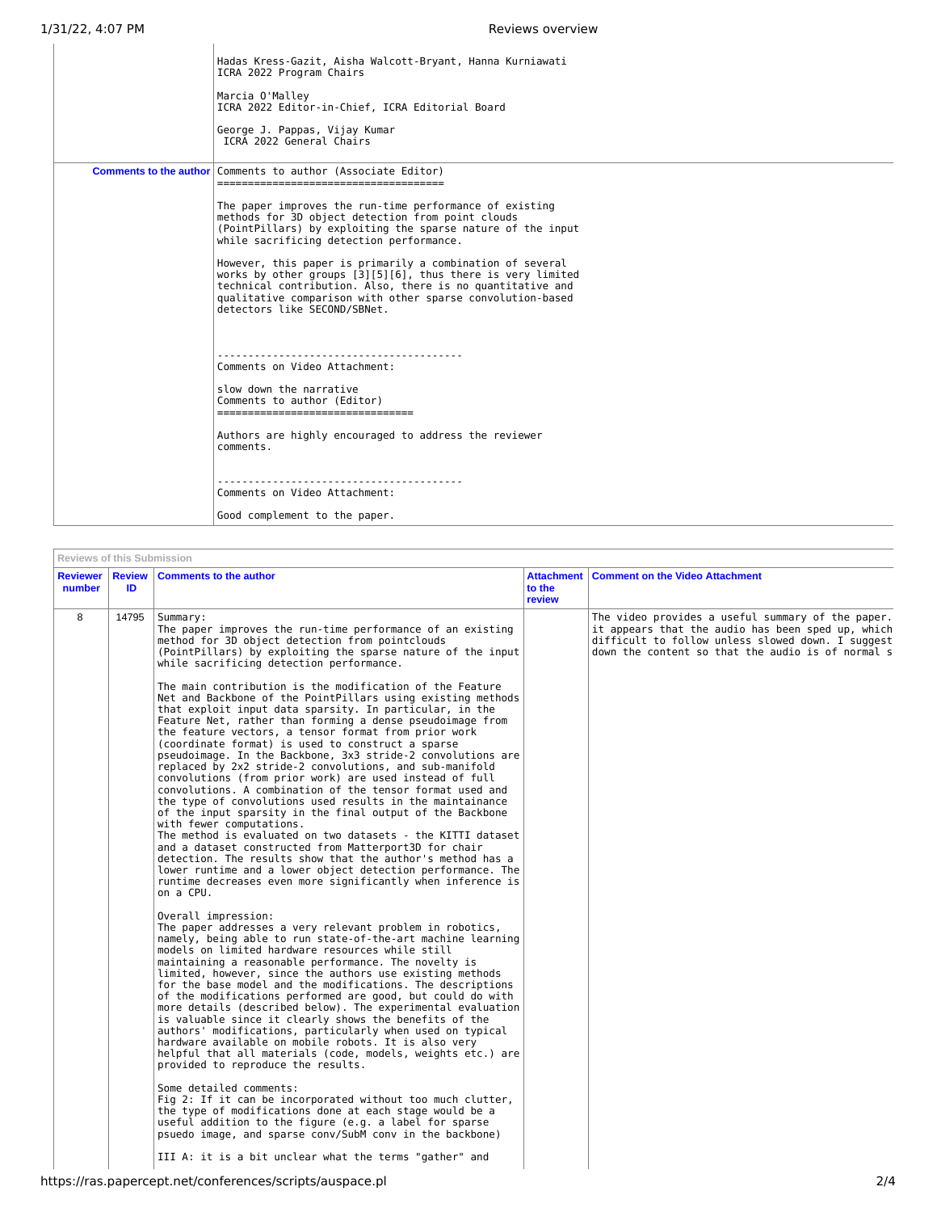| | |
|---|---|
| | Hadas Kress-Gazit, Aisha Walcott-Bryant, Hanna Kurniawati<br>ICRA 2022 Program Chairs<br><br>Marcia O'Malley<br>ICRA 2022 Editor-in-Chief, ICRA Editorial Board<br><br>George J. Pappas, Vijay Kumar<br>ICRA 2022 General Chairs |
| **Comments to the author** | Comments to author (Associate Editor)<br>=====================================<br><br>The paper improves the run-time performance of existing methods for 3D object detection from point clouds (PointPillars) by exploiting the sparse nature of the input while sacrificing detection performance.<br><br>However, this paper is primarily a combination of several works by other groups [3][5][6], thus there is very limited technical contribution. Also, there is no quantitative and qualitative comparison with other sparse convolution-based detectors like SECOND/SBNet.<br><br>----------------------------------------<br>Comments on Video Attachment:<br><br>slow down the narrative<br>Comments to author (Editor)<br>================================<br><br>Authors are highly encouraged to address the reviewer comments.<br><br>----------------------------------------<br>Comments on Video Attachment:<br><br>Good complement to the paper. |

**Reviews of this Submission**

| Reviewer number | Review ID | Comments to the author | Attachment to the review | Comment on the Video Attachment |
|---|---|---|---|---|
| 8 | 14795 | Summary:<br>The paper improves the run-time performance of an existing method for 3D object detection from pointclouds (PointPillars) by exploiting the sparse nature of the input while sacrificing detection performance.<br><br>The main contribution is the modification of the Feature Net and Backbone of the PointPillars using existing methods that exploit input data sparsity. In particular, in the Feature Net, rather than forming a dense pseudoimage from the feature vectors, a tensor format from prior work (coordinate format) is used to construct a sparse pseudoimage. In the Backbone, 3x3 stride-2 convolutions are replaced by 2x2 stride-2 convolutions, and sub-manifold convolutions (from prior work) are used instead of full convolutions. A combination of the tensor format used and the type of convolutions used results in the maintainance of the input sparsity in the final output of the Backbone with fewer computations.<br>The method is evaluated on two datasets - the KITTI dataset and a dataset constructed from Matterport3D for chair detection. The results show that the author's method has a lower runtime and a lower object detection performance. The runtime decreases even more significantly when inference is on a CPU.<br><br>Overall impression:<br>The paper addresses a very relevant problem in robotics, namely, being able to run state-of-the-art machine learning models on limited hardware resources while still maintaining a reasonable performance. The novelty is limited, however, since the authors use existing methods for the base model and the modifications. The descriptions of the modifications performed are good, but could do with more details (described below). The experimental evaluation is valuable since it clearly shows the benefits of the authors' modifications, particularly when used on typical hardware available on mobile robots. It is also very helpful that all materials (code, models, weights etc.) are provided to reproduce the results.<br><br>Some detailed comments:<br>Fig 2: If it can be incorporated without too much clutter, the type of modifications done at each stage would be a useful addition to the figure (e.g. a label for sparse psuedo image, and sparse conv/SubM conv in the backbone)<br><br>III A: it is a bit unclear what the terms "gather" and | | The video provides a useful summary of the paper. it appears that the audio has been sped up, which difficult to follow unless slowed down. I suggest down the content so that the audio is of normal s |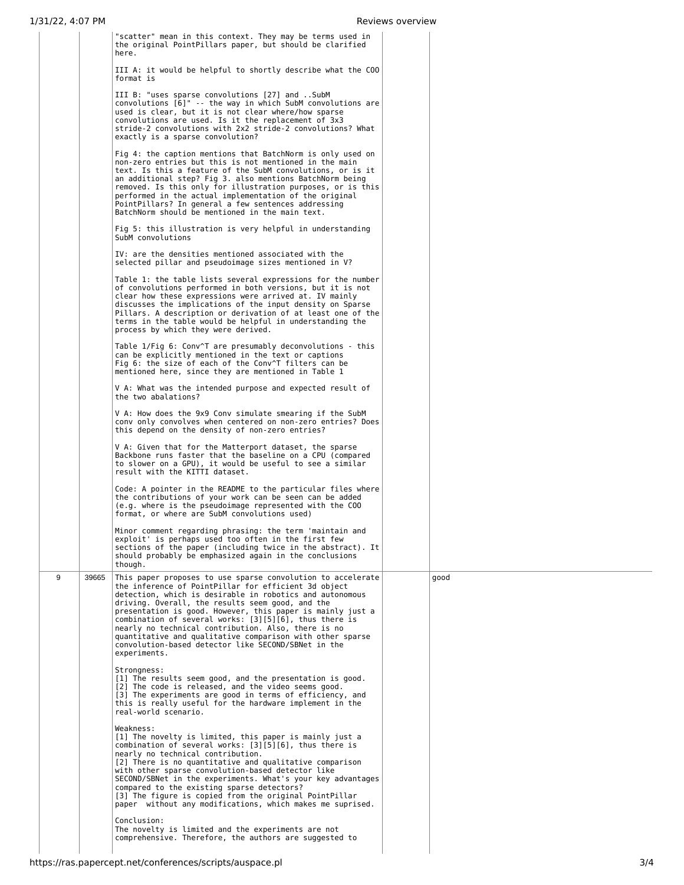| | | | | |
|---|---|---|---|---|
| | | "scatter" mean in this context. They may be terms used in the original PointPillars paper, but should be clarified here.<br><br>III A: it would be helpful to shortly describe what the COO format is<br><br>III B: "uses sparse convolutions [27] and ..SubM convolutions [6]" -- the way in which SubM convolutions are used is clear, but it is not clear where/how sparse convolutions are used. Is it the replacement of 3x3 stride-2 convolutions with 2x2 stride-2 convolutions? What exactly is a sparse convolution?<br><br>Fig 4: the caption mentions that BatchNorm is only used on non-zero entries but this is not mentioned in the main text. Is this a feature of the SubM convolutions, or is it an additional step? Fig 3. also mentions BatchNorm being removed. Is this only for illustration purposes, or is this performed in the actual implementation of the original PointPillars? In general a few sentences addressing BatchNorm should be mentioned in the main text.<br><br>Fig 5: this illustration is very helpful in understanding SubM convolutions<br><br>IV: are the densities mentioned associated with the selected pillar and pseudoimage sizes mentioned in V?<br><br>Table 1: the table lists several expressions for the number of convolutions performed in both versions, but it is not clear how these expressions were arrived at. IV mainly discusses the implications of the input density on Sparse Pillars. A description or derivation of at least one of the terms in the table would be helpful in understanding the process by which they were derived.<br><br>Table 1/Fig 6: Conv^T are presumably deconvolutions - this can be explicitly mentioned in the text or captions<br>Fig 6: the size of each of the Conv^T filters can be mentioned here, since they are mentioned in Table 1<br><br>V A: What was the intended purpose and expected result of the two abalations?<br><br>V A: How does the 9x9 Conv simulate smearing if the SubM conv only convolves when centered on non-zero entries? Does this depend on the density of non-zero entries?<br><br>V A: Given that for the Matterport dataset, the sparse Backbone runs faster that the baseline on a CPU (compared to slower on a GPU), it would be useful to see a similar result with the KITTI dataset.<br><br>Code: A pointer in the README to the particular files where the contributions of your work can be seen can be added (e.g. where is the pseudoimage represented with the COO format, or where are SubM convolutions used)<br><br>Minor comment regarding phrasing: the term 'maintain and exploit' is perhaps used too often in the first few sections of the paper (including twice in the abstract). It should probably be emphasized again in the conclusions though. | | |
| 9 | 39665 | This paper proposes to use sparse convolution to accelerate the inference of PointPillar for efficient 3d object detection, which is desirable in robotics and autonomous driving. Overall, the results seem good, and the presentation is good. However, this paper is mainly just a combination of several works: [3][5][6], thus there is nearly no technical contribution. Also, there is no quantitative and qualitative comparison with other sparse convolution-based detector like SECOND/SBNet in the experiments.<br><br>Strongness:<br>[1] The results seem good, and the presentation is good.<br>[2] The code is released, and the video seems good.<br>[3] The experiments are good in terms of efficiency, and this is really useful for the hardware implement in the real-world scenario.<br><br>Weakness:<br>[1] The novelty is limited, this paper is mainly just a combination of several works: [3][5][6], thus there is nearly no technical contribution.<br>[2] There is no quantitative and qualitative comparison with other sparse convolution-based detector like SECOND/SBNet in the experiments. What's your key advantages compared to the existing sparse detectors?<br>[3] The figure is copied from the original PointPillar paper without any modifications, which makes me suprised.<br><br>Conclusion:<br>The novelty is limited and the experiments are not comprehensive. Therefore, the authors are suggested to | | good |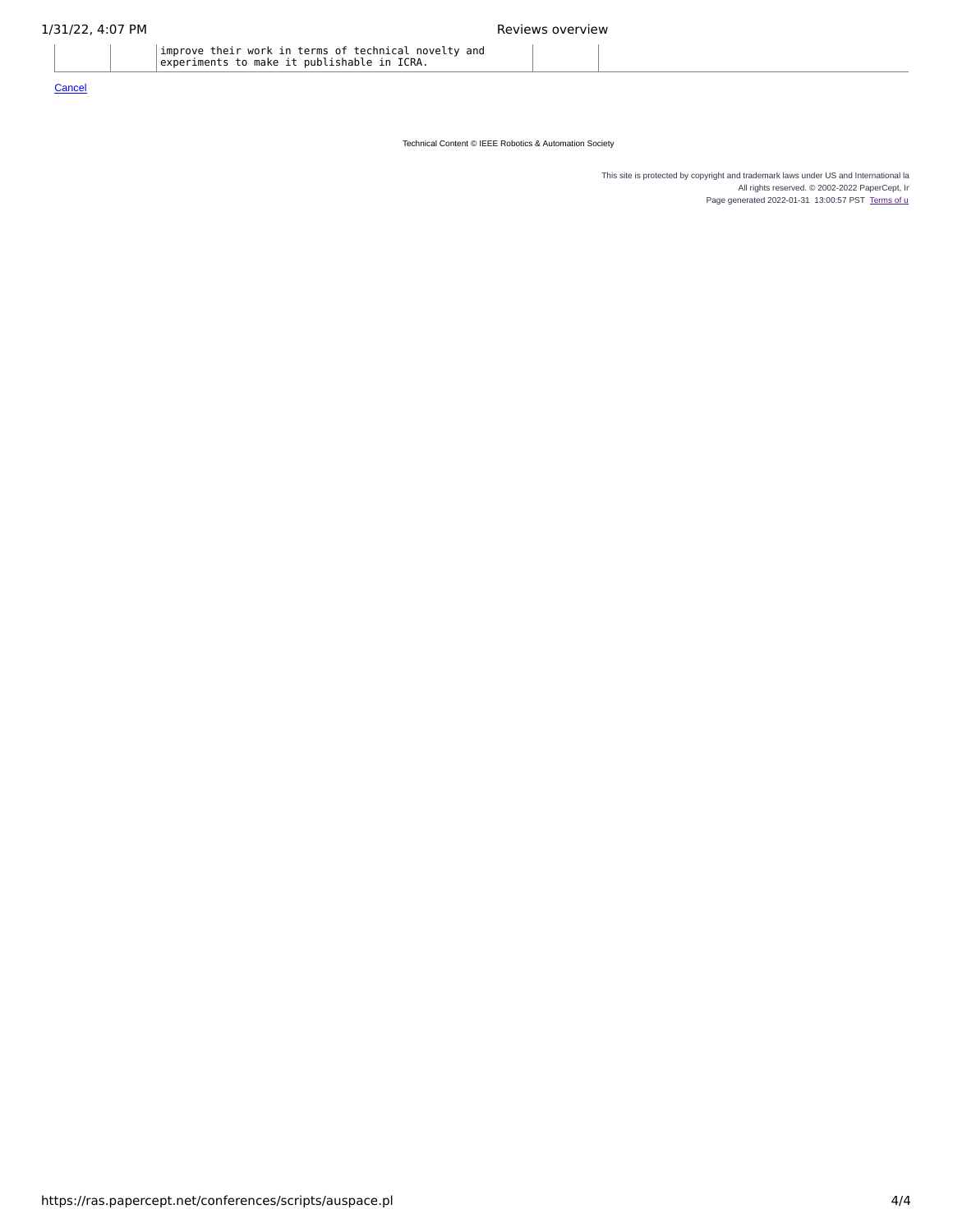| | | | | |
|---|---|---|---|---|
| | | improve their work in terms of technical novelty and experiments to make it publishable in ICRA. | | |

Cancel

Technical Content © IEEE Robotics & Automation Society

This site is protected by copyright and trademark laws under US and International la
All rights reserved. © 2002-2022 PaperCept, Ir
Page generated 2022-01-31 13:00:57 PST Terms of u